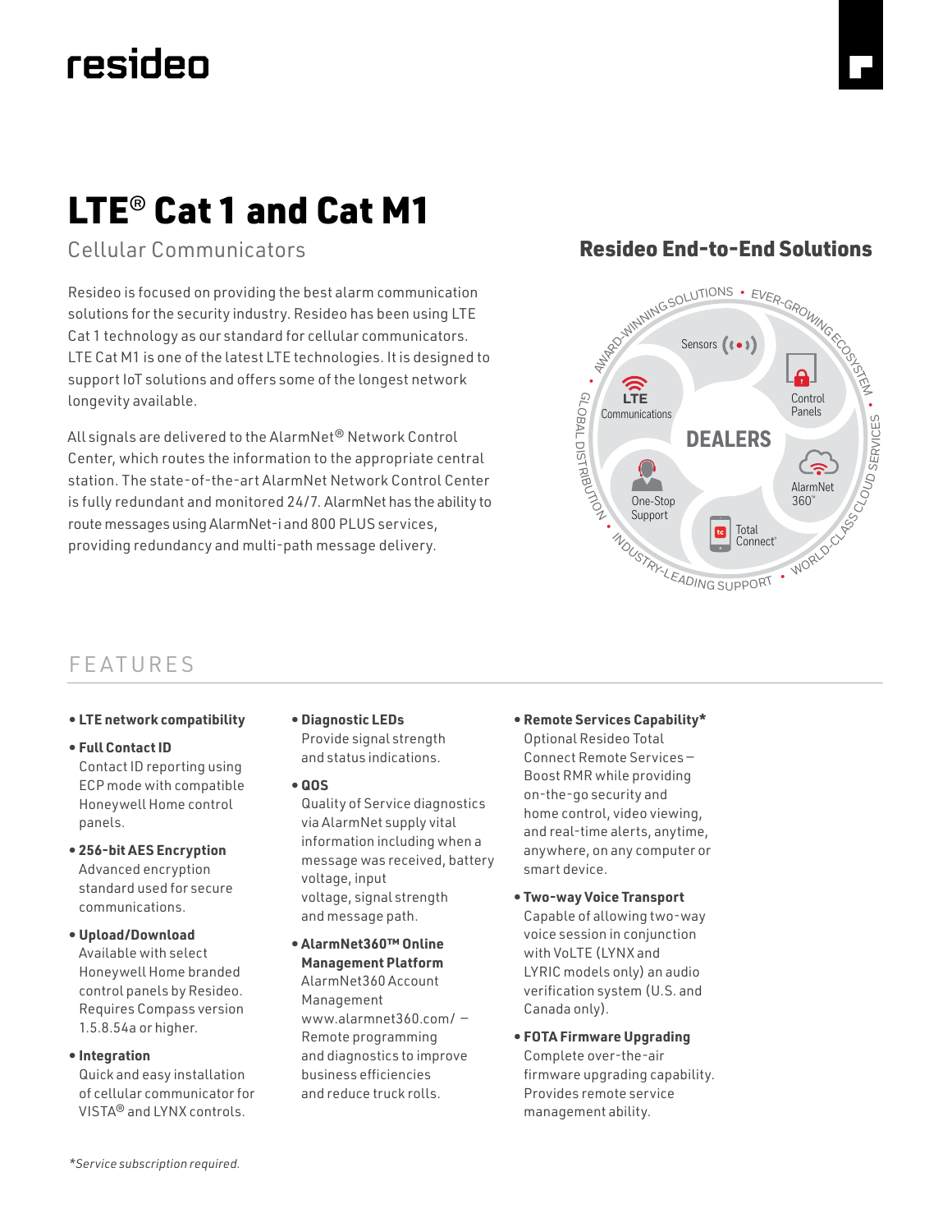resideo

# LTE® Cat 1 and Cat M1

## Cellular Communicators

Resideo is focused on providing the best alarm communication solutions for the security industry. Resideo has been using LTE Cat 1 technology as our standard for cellular communicators. LTE Cat M1 is one of the latest LTE technologies. It is designed to support IoT solutions and offers some of the longest network longevity available.

All signals are delivered to the AlarmNet® Network Control Center, which routes the information to the appropriate central station. The state-of-the-art AlarmNet Network Control Center is fully redundant and monitored 24/7. AlarmNet has the ability to route messages using AlarmNet-i and 800 PLUS services, providing redundancy and multi-path message delivery.

## Resideo End-to-End Solutions

AWARD-WINNING SOLUTIONS • EVER-GROWING ECOSYSTEM • WORLD-CLASS CLOUD SERVICES • INDUSTRY-LEADING SUPPORT • GLOBAL DISTRIBUTION

DEALERS

- Sensors
- Control Panels
- AlarmNet 360°
- Total Connect®
- One-Stop Support
- LTE Communications

## FEATURES

- **LTE network compatibility**
- **Full Contact ID**
  Contact ID reporting using ECP mode with compatible Honeywell Home control panels.
- **256-bit AES Encryption**
  Advanced encryption standard used for secure communications.
- **Upload/Download**
  Available with select Honeywell Home branded control panels by Resideo. Requires Compass version 1.5.8.54a or higher.
- **Integration**
  Quick and easy installation of cellular communicator for VISTA® and LYNX controls.
- **Diagnostic LEDs**
  Provide signal strength and status indications.
- **QOS**
  Quality of Service diagnostics via AlarmNet supply vital information including when a message was received, battery voltage, input voltage, signal strength and message path.
- **AlarmNet360™ Online Management Platform**
  AlarmNet360 Account Management www.alarmnet360.com/ – Remote programming and diagnostics to improve business efficiencies and reduce truck rolls.
- **Remote Services Capability***
  Optional Resideo Total Connect Remote Services – Boost RMR while providing on-the-go security and home control, video viewing, and real-time alerts, anytime, anywhere, on any computer or smart device.
- **Two-way Voice Transport**
  Capable of allowing two-way voice session in conjunction with VoLTE (LYNX and LYRIC models only) an audio verification system (U.S. and Canada only).
- **FOTA Firmware Upgrading**
  Complete over-the-air firmware upgrading capability. Provides remote service management ability.

*\*Service subscription required.*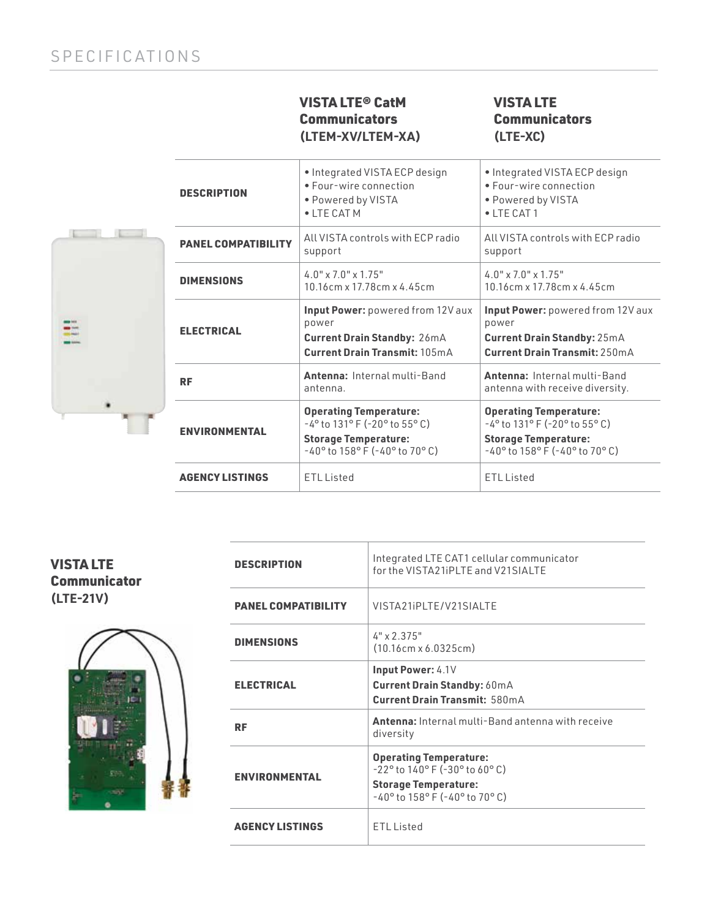## SPECIFICATIONS

| | VISTA LTE® CatM Communicators (LTEM-XV/LTEM-XA) | VISTA LTE Communicators (LTE-XC) |
|---|---|---|
| **DESCRIPTION** | • Integrated VISTA ECP design<br>• Four-wire connection<br>• Powered by VISTA<br>• LTE CAT M | • Integrated VISTA ECP design<br>• Four-wire connection<br>• Powered by VISTA<br>• LTE CAT 1 |
| **PANEL COMPATIBILITY** | All VISTA controls with ECP radio support | All VISTA controls with ECP radio support |
| **DIMENSIONS** | 4.0" x 7.0" x 1.75"<br>10.16cm x 17.78cm x 4.45cm | 4.0" x 7.0" x 1.75"<br>10.16cm x 17.78cm x 4.45cm |
| **ELECTRICAL** | **Input Power:** powered from 12V aux power<br>**Current Drain Standby:** 26mA<br>**Current Drain Transmit:** 105mA | **Input Power:** powered from 12V aux power<br>**Current Drain Standby:** 25mA<br>**Current Drain Transmit:** 250mA |
| **RF** | **Antenna:** Internal multi-Band antenna. | **Antenna:** Internal multi-Band antenna with receive diversity. |
| **ENVIRONMENTAL** | **Operating Temperature:**<br>-4° to 131° F (-20° to 55° C)<br>**Storage Temperature:**<br>-40° to 158° F (-40° to 70° C) | **Operating Temperature:**<br>-4° to 131° F (-20° to 55° C)<br>**Storage Temperature:**<br>-40° to 158° F (-40° to 70° C) |
| **AGENCY LISTINGS** | ETL Listed | ETL Listed |

### VISTA LTE Communicator (LTE-21V)

| | |
|---|---|
| **DESCRIPTION** | Integrated LTE CAT1 cellular communicator for the VISTA21iPLTE and V21SIALTE |
| **PANEL COMPATIBILITY** | VISTA21iPLTE/V21SIALTE |
| **DIMENSIONS** | 4" x 2.375"<br>(10.16cm x 6.0325cm) |
| **ELECTRICAL** | **Input Power:** 4.1V<br>**Current Drain Standby:** 60mA<br>**Current Drain Transmit:** 580mA |
| **RF** | **Antenna:** Internal multi-Band antenna with receive diversity |
| **ENVIRONMENTAL** | **Operating Temperature:**<br>-22° to 140° F (-30° to 60° C)<br>**Storage Temperature:**<br>-40° to 158° F (-40° to 70° C) |
| **AGENCY LISTINGS** | ETL Listed |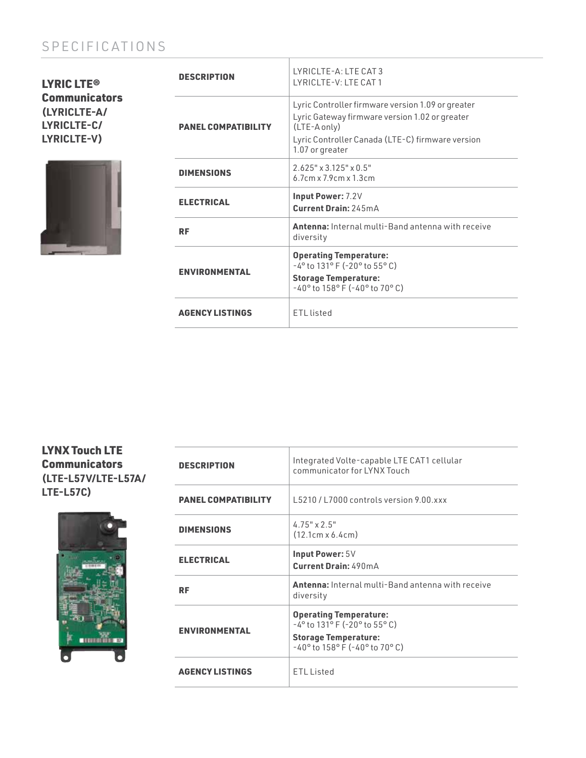# SPECIFICATIONS

## LYRIC LTE® Communicators (LYRICLTE-A/ LYRICLTE-C/ LYRICLTE-V)

| | |
|---|---|
| **DESCRIPTION** | LYRICLTE-A: LTE CAT 3<br>LYRICLTE-V: LTE CAT 1 |
| **PANEL COMPATIBILITY** | Lyric Controller firmware version 1.09 or greater<br>Lyric Gateway firmware version 1.02 or greater (LTE-A only)<br>Lyric Controller Canada (LTE-C) firmware version 1.07 or greater |
| **DIMENSIONS** | 2.625" x 3.125" x 0.5"<br>6.7cm x 7.9cm x 1.3cm |
| **ELECTRICAL** | **Input Power:** 7.2V<br>**Current Drain:** 245mA |
| **RF** | **Antenna:** Internal multi-Band antenna with receive diversity |
| **ENVIRONMENTAL** | **Operating Temperature:**<br>-4° to 131° F (-20° to 55° C)<br>**Storage Temperature:**<br>-40° to 158° F (-40° to 70° C) |
| **AGENCY LISTINGS** | ETL listed |

## LYNX Touch LTE Communicators (LTE-L57V/LTE-L57A/ LTE-L57C)

| | |
|---|---|
| **DESCRIPTION** | Integrated Volte-capable LTE CAT1 cellular communicator for LYNX Touch |
| **PANEL COMPATIBILITY** | L5210 / L7000 controls version 9.00.xxx |
| **DIMENSIONS** | 4.75" x 2.5"<br>(12.1cm x 6.4cm) |
| **ELECTRICAL** | **Input Power:** 5V<br>**Current Drain:** 490mA |
| **RF** | **Antenna:** Internal multi-Band antenna with receive diversity |
| **ENVIRONMENTAL** | **Operating Temperature:**<br>-4° to 131° F (-20° to 55° C)<br>**Storage Temperature:**<br>-40° to 158° F (-40° to 70° C) |
| **AGENCY LISTINGS** | ETL Listed |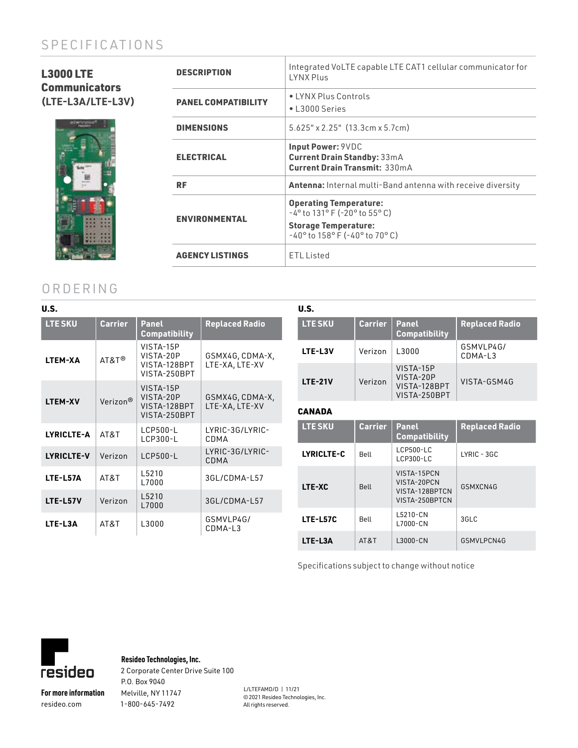## SPECIFICATIONS

### L3000 LTE Communicators (LTE-L3A/LTE-L3V)

| | |
|---|---|
| **DESCRIPTION** | Integrated VoLTE capable LTE CAT1 cellular communicator for LYNX Plus |
| **PANEL COMPATIBILITY** | • LYNX Plus Controls<br>• L3000 Series |
| **DIMENSIONS** | 5.625" x 2.25" (13.3cm x 5.7cm) |
| **ELECTRICAL** | **Input Power:** 9VDC<br>**Current Drain Standby:** 33mA<br>**Current Drain Transmit:** 330mA |
| **RF** | **Antenna:** Internal multi-Band antenna with receive diversity |
| **ENVIRONMENTAL** | **Operating Temperature:**<br>-4° to 131° F (-20° to 55° C)<br>**Storage Temperature:**<br>-40° to 158° F (-40° to 70° C) |
| **AGENCY LISTINGS** | ETL Listed |

## ORDERING

**U.S.**

| LTE SKU | Carrier | Panel Compatibility | Replaced Radio |
|---|---|---|---|
| **LTEM-XA** | AT&T® | VISTA-15P<br>VISTA-20P<br>VISTA-128BPT<br>VISTA-250BPT | GSMX4G, CDMA-X, LTE-XA, LTE-XV |
| **LTEM-XV** | Verizon® | VISTA-15P<br>VISTA-20P<br>VISTA-128BPT<br>VISTA-250BPT | GSMX4G, CDMA-X, LTE-XA, LTE-XV |
| **LYRICLTE-A** | AT&T | LCP500-L<br>LCP300-L | LYRIC-3G/LYRIC-CDMA |
| **LYRICLTE-V** | Verizon | LCP500-L | LYRIC-3G/LYRIC-CDMA |
| **LTE-L57A** | AT&T | L5210<br>L7000 | 3GL/CDMA-L57 |
| **LTE-L57V** | Verizon | L5210<br>L7000 | 3GL/CDMA-L57 |
| **LTE-L3A** | AT&T | L3000 | GSMVLP4G/CDMA-L3 |

**U.S.**

| LTE SKU | Carrier | Panel Compatibility | Replaced Radio |
|---|---|---|---|
| **LTE-L3V** | Verizon | L3000 | GSMVLP4G/CDMA-L3 |
| **LTE-21V** | Verizon | VISTA-15P<br>VISTA-20P<br>VISTA-128BPT<br>VISTA-250BPT | VISTA-GSM4G |

**CANADA**

| LTE SKU | Carrier | Panel Compatibility | Replaced Radio |
|---|---|---|---|
| **LYRICLTE-C** | Bell | LCP500-LC<br>LCP300-LC | LYRIC - 3GC |
| **LTE-XC** | Bell | VISTA-15PCN<br>VISTA-20PCN<br>VISTA-128BPTCN<br>VISTA-250BPTCN | GSMXCN4G |
| **LTE-L57C** | Bell | L5210-CN<br>L7000-CN | 3GLC |
| **LTE-L3A** | AT&T | L3000-CN | GSMVLPCN4G |

Specifications subject to change without notice

resideo

**For more information**
resideo.com

**Resideo Technologies, Inc.**
2 Corporate Center Drive Suite 100
P.O. Box 9040
Melville, NY 11747
1-800-645-7492

L/LTEFAMD/D | 11/21
© 2021 Resideo Technologies, Inc.
All rights reserved.